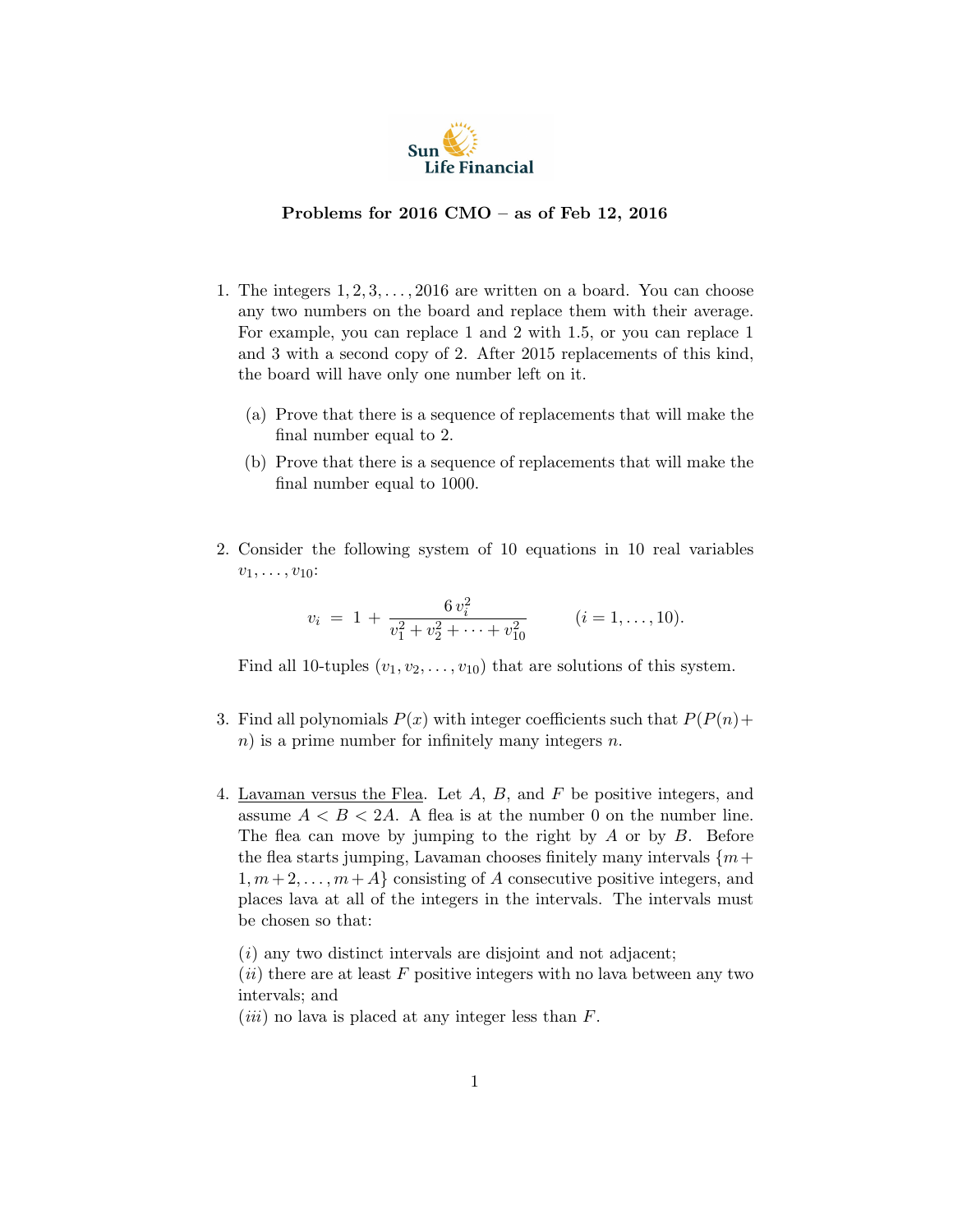Sun Life Financial

**Problems for 2016 CMO – as of Feb 12, 2016**

1. The integers $1, 2, 3, \ldots, 2016$ are written on a board. You can choose any two numbers on the board and replace them with their average. For example, you can replace 1 and 2 with 1.5, or you can replace 1 and 3 with a second copy of 2. After 2015 replacements of this kind, the board will have only one number left on it.

   (a) Prove that there is a sequence of replacements that will make the final number equal to 2.

   (b) Prove that there is a sequence of replacements that will make the final number equal to 1000.

2. Consider the following system of 10 equations in 10 real variables $v_1, \ldots, v_{10}$:

$$v_i = 1 + \frac{6\,v_i^2}{v_1^2 + v_2^2 + \cdots + v_{10}^2} \qquad (i = 1, \ldots, 10).$$

   Find all 10-tuples $(v_1, v_2, \ldots, v_{10})$ that are solutions of this system.

3. Find all polynomials $P(x)$ with integer coefficients such that $P(P(n)+n)$ is a prime number for infinitely many integers $n$.

4. Lavaman versus the Flea. Let $A$, $B$, and $F$ be positive integers, and assume $A < B < 2A$. A flea is at the number 0 on the number line. The flea can move by jumping to the right by $A$ or by $B$. Before the flea starts jumping, Lavaman chooses finitely many intervals $\{m+1, m+2, \ldots, m+A\}$ consisting of $A$ consecutive positive integers, and places lava at all of the integers in the intervals. The intervals must be chosen so that:

   $(i)$ any two distinct intervals are disjoint and not adjacent;
   $(ii)$ there are at least $F$ positive integers with no lava between any two intervals; and
   $(iii)$ no lava is placed at any integer less than $F$.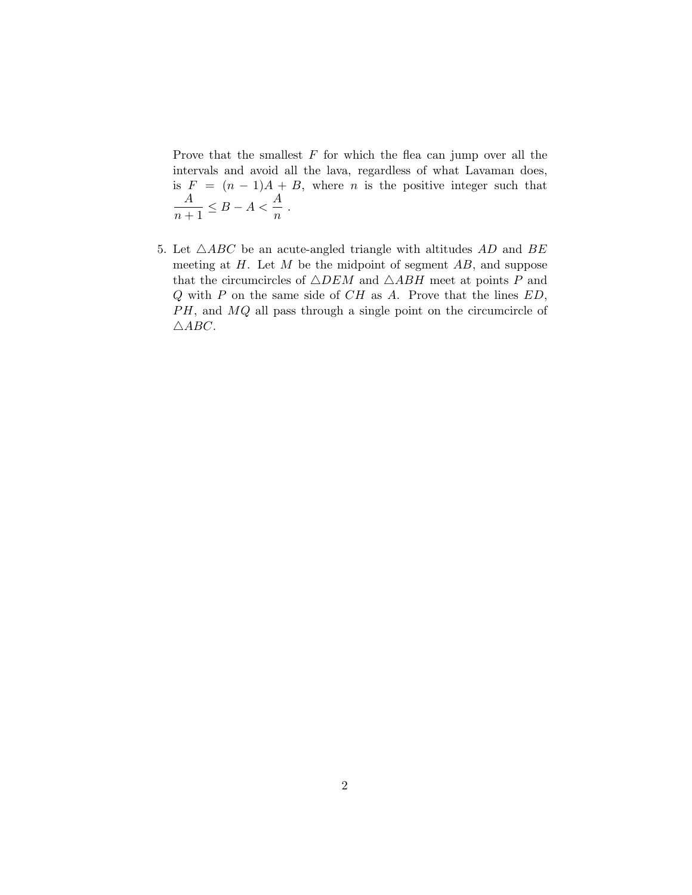Prove that the smallest $F$ for which the flea can jump over all the intervals and avoid all the lava, regardless of what Lavaman does, is $F = (n-1)A + B$, where $n$ is the positive integer such that $\dfrac{A}{n+1} \leq B - A < \dfrac{A}{n}$ .

5. Let $\triangle ABC$ be an acute-angled triangle with altitudes $AD$ and $BE$ meeting at $H$. Let $M$ be the midpoint of segment $AB$, and suppose that the circumcircles of $\triangle DEM$ and $\triangle ABH$ meet at points $P$ and $Q$ with $P$ on the same side of $CH$ as $A$. Prove that the lines $ED$, $PH$, and $MQ$ all pass through a single point on the circumcircle of $\triangle ABC$.